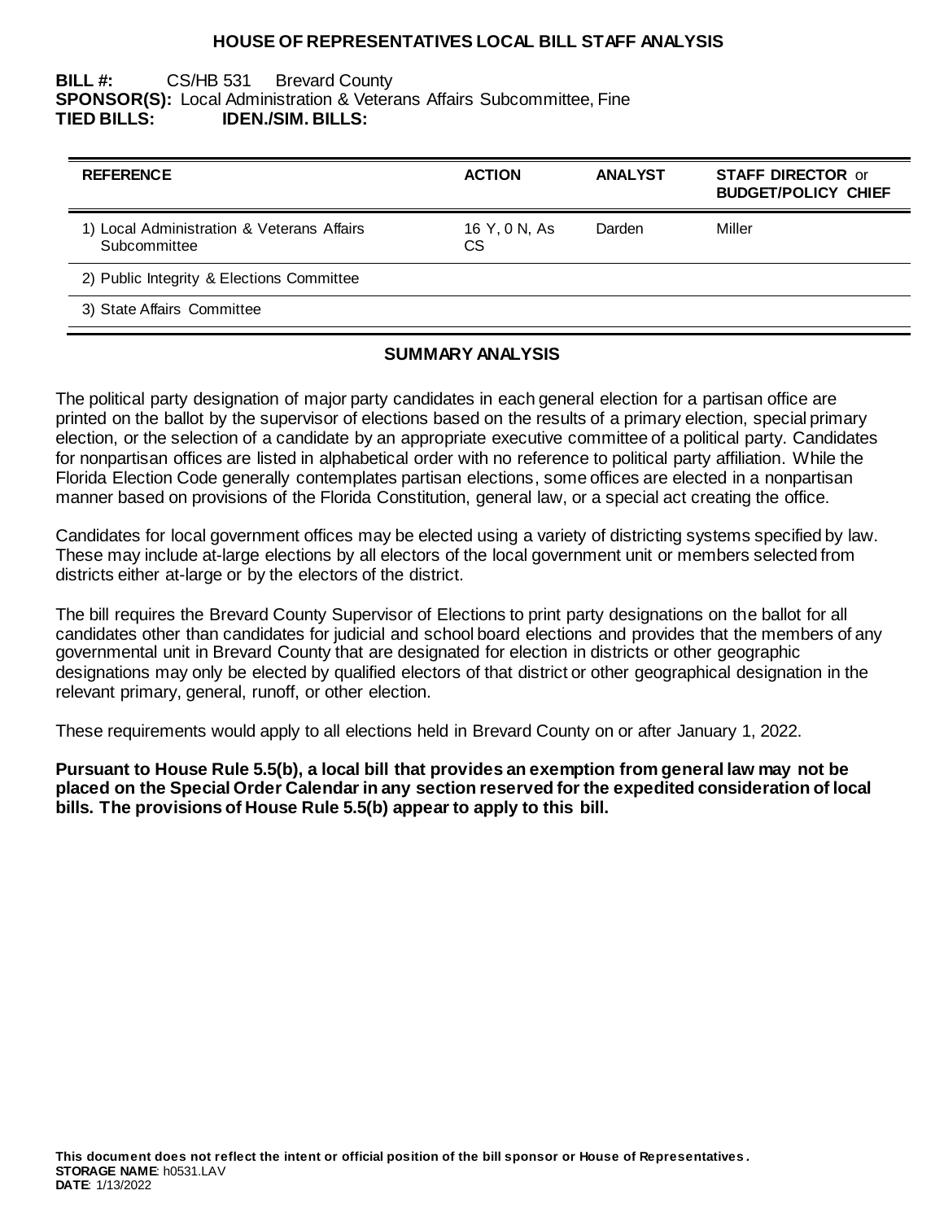# HOUSE OF REPRESENTATIVES LOCAL BILL STAFF ANALYSIS

**BILL #:** CS/HB 531 Brevard County
**SPONSOR(S):** Local Administration & Veterans Affairs Subcommittee, Fine
**TIED BILLS:** **IDEN./SIM. BILLS:**

| REFERENCE | ACTION | ANALYST | STAFF DIRECTOR or BUDGET/POLICY CHIEF |
|---|---|---|---|
| 1) Local Administration & Veterans Affairs Subcommittee | 16 Y, 0 N, As CS | Darden | Miller |
| 2) Public Integrity & Elections Committee | | | |
| 3) State Affairs Committee | | | |

## SUMMARY ANALYSIS

The political party designation of major party candidates in each general election for a partisan office are printed on the ballot by the supervisor of elections based on the results of a primary election, special primary election, or the selection of a candidate by an appropriate executive committee of a political party. Candidates for nonpartisan offices are listed in alphabetical order with no reference to political party affiliation. While the Florida Election Code generally contemplates partisan elections, some offices are elected in a nonpartisan manner based on provisions of the Florida Constitution, general law, or a special act creating the office.

Candidates for local government offices may be elected using a variety of districting systems specified by law. These may include at-large elections by all electors of the local government unit or members selected from districts either at-large or by the electors of the district.

The bill requires the Brevard County Supervisor of Elections to print party designations on the ballot for all candidates other than candidates for judicial and school board elections and provides that the members of any governmental unit in Brevard County that are designated for election in districts or other geographic designations may only be elected by qualified electors of that district or other geographical designation in the relevant primary, general, runoff, or other election.

These requirements would apply to all elections held in Brevard County on or after January 1, 2022.

**Pursuant to House Rule 5.5(b), a local bill that provides an exemption from general law may not be placed on the Special Order Calendar in any section reserved for the expedited consideration of local bills. The provisions of House Rule 5.5(b) appear to apply to this bill.**

**This document does not reflect the intent or official position of the bill sponsor or House of Representatives.**
**STORAGE NAME**: h0531.LAV
**DATE**: 1/13/2022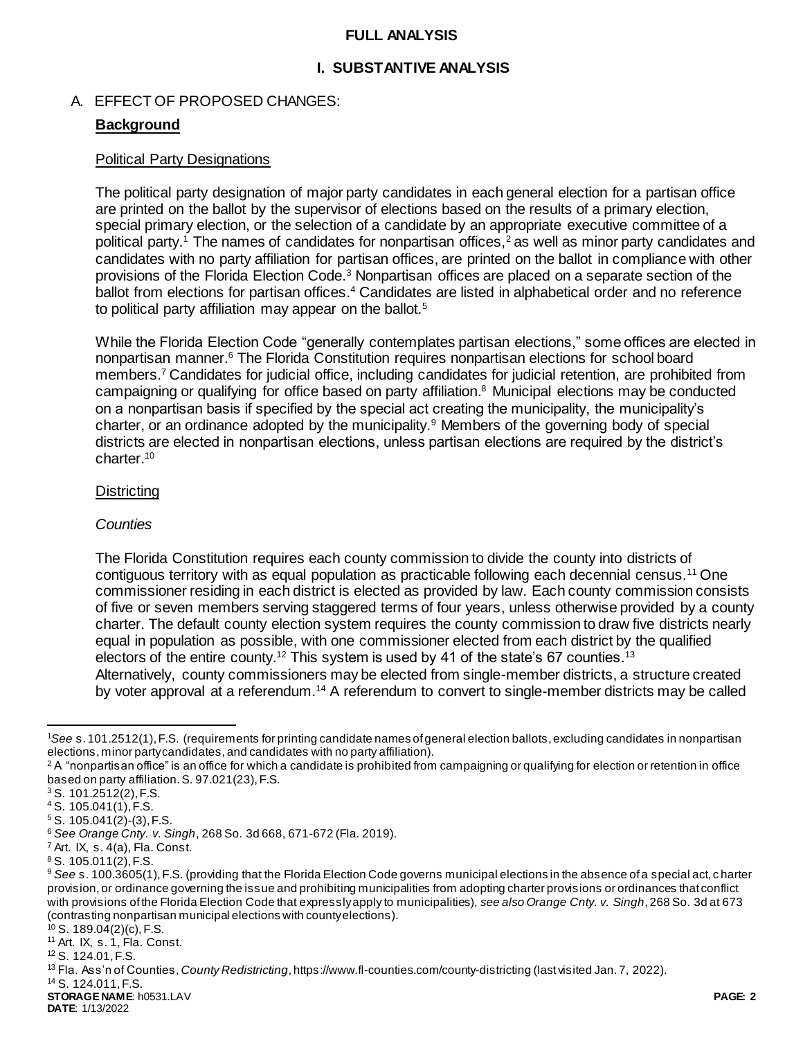## FULL ANALYSIS

### I. SUBSTANTIVE ANALYSIS

A. EFFECT OF PROPOSED CHANGES:

**Background**

Political Party Designations

The political party designation of major party candidates in each general election for a partisan office are printed on the ballot by the supervisor of elections based on the results of a primary election, special primary election, or the selection of a candidate by an appropriate executive committee of a political party.[1] The names of candidates for nonpartisan offices,[2] as well as minor party candidates and candidates with no party affiliation for partisan offices, are printed on the ballot in compliance with other provisions of the Florida Election Code.[3] Nonpartisan offices are placed on a separate section of the ballot from elections for partisan offices.[4] Candidates are listed in alphabetical order and no reference to political party affiliation may appear on the ballot.[5]

While the Florida Election Code "generally contemplates partisan elections," some offices are elected in nonpartisan manner.[6] The Florida Constitution requires nonpartisan elections for school board members.[7] Candidates for judicial office, including candidates for judicial retention, are prohibited from campaigning or qualifying for office based on party affiliation.[8] Municipal elections may be conducted on a nonpartisan basis if specified by the special act creating the municipality, the municipality's charter, or an ordinance adopted by the municipality.[9] Members of the governing body of special districts are elected in nonpartisan elections, unless partisan elections are required by the district's charter.[10]

Districting

*Counties*

The Florida Constitution requires each county commission to divide the county into districts of contiguous territory with as equal population as practicable following each decennial census.[11] One commissioner residing in each district is elected as provided by law. Each county commission consists of five or seven members serving staggered terms of four years, unless otherwise provided by a county charter. The default county election system requires the county commission to draw five districts nearly equal in population as possible, with one commissioner elected from each district by the qualified electors of the entire county.[12] This system is used by 41 of the state's 67 counties.[13] Alternatively, county commissioners may be elected from single-member districts, a structure created by voter approval at a referendum.[14] A referendum to convert to single-member districts may be called

---

[1] *See* s. 101.2512(1), F.S. (requirements for printing candidate names of general election ballots, excluding candidates in nonpartisan elections, minor party candidates, and candidates with no party affiliation).

[2] A "nonpartisan office" is an office for which a candidate is prohibited from campaigning or qualifying for election or retention in office based on party affiliation. S. 97.021(23), F.S.

[3] S. 101.2512(2), F.S.

[4] S. 105.041(1), F.S.

[5] S. 105.041(2)-(3), F.S.

[6] *See Orange Cnty. v. Singh*, 268 So. 3d 668, 671-672 (Fla. 2019).

[7] Art. IX, s. 4(a), Fla. Const.

[8] S. 105.011(2), F.S.

[9] *See* s. 100.3605(1), F.S. (providing that the Florida Election Code governs municipal elections in the absence of a special act, charter provision, or ordinance governing the issue and prohibiting municipalities from adopting charter provisions or ordinances that conflict with provisions of the Florida Election Code that expressly apply to municipalities), *see also Orange Cnty. v. Singh*, 268 So. 3d at 673 (contrasting nonpartisan municipal elections with county elections).

[10] S. 189.04(2)(c), F.S.

[11] Art. IX, s. 1, Fla. Const.

[12] S. 124.01, F.S.

[13] Fla. Ass'n of Counties, *County Redistricting*, https://www.fl-counties.com/county-districting (last visited Jan. 7, 2022).

[14] S. 124.011, F.S.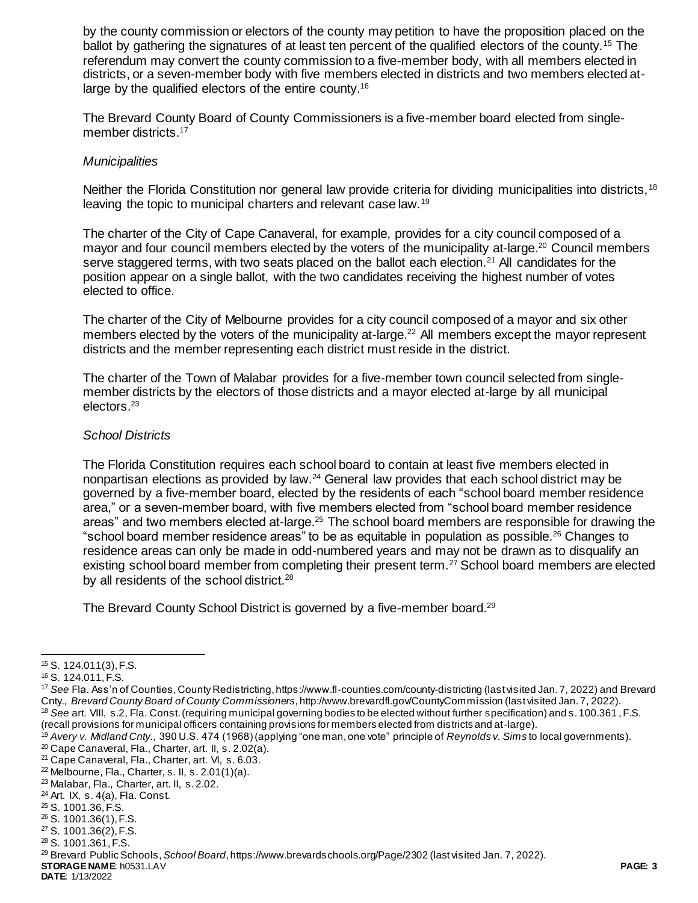by the county commission or electors of the county may petition to have the proposition placed on the ballot by gathering the signatures of at least ten percent of the qualified electors of the county.[15] The referendum may convert the county commission to a five-member body, with all members elected in districts, or a seven-member body with five members elected in districts and two members elected at-large by the qualified electors of the entire county.[16]

The Brevard County Board of County Commissioners is a five-member board elected from single-member districts.[17]

*Municipalities*

Neither the Florida Constitution nor general law provide criteria for dividing municipalities into districts,[18] leaving the topic to municipal charters and relevant case law.[19]

The charter of the City of Cape Canaveral, for example, provides for a city council composed of a mayor and four council members elected by the voters of the municipality at-large.[20] Council members serve staggered terms, with two seats placed on the ballot each election.[21] All candidates for the position appear on a single ballot, with the two candidates receiving the highest number of votes elected to office.

The charter of the City of Melbourne provides for a city council composed of a mayor and six other members elected by the voters of the municipality at-large.[22] All members except the mayor represent districts and the member representing each district must reside in the district.

The charter of the Town of Malabar provides for a five-member town council selected from single-member districts by the electors of those districts and a mayor elected at-large by all municipal electors.[23]

*School Districts*

The Florida Constitution requires each school board to contain at least five members elected in nonpartisan elections as provided by law.[24] General law provides that each school district may be governed by a five-member board, elected by the residents of each "school board member residence area," or a seven-member board, with five members elected from "school board member residence areas" and two members elected at-large.[25] The school board members are responsible for drawing the "school board member residence areas" to be as equitable in population as possible.[26] Changes to residence areas can only be made in odd-numbered years and may not be drawn as to disqualify an existing school board member from completing their present term.[27] School board members are elected by all residents of the school district.[28]

The Brevard County School District is governed by a five-member board.[29]

---

[15] S. 124.011(3), F.S.

[16] S. 124.011, F.S.

[17] *See* Fla. Ass'n of Counties, County Redistricting, https://www.fl-counties.com/county-districting (last visited Jan. 7, 2022) and Brevard Cnty., *Brevard County Board of County Commissioners*, http://www.brevardfl.gov/CountyCommission (last visited Jan. 7, 2022).

[18] *See* art. VIII, s.2, Fla. Const. (requiring municipal governing bodies to be elected without further specification) and s. 100.361, F.S. (recall provisions for municipal officers containing provisions for members elected from districts and at-large).

[19] *Avery v. Midland Cnty.*, 390 U.S. 474 (1968) (applying "one man, one vote" principle of *Reynolds v. Sims* to local governments).

[20] Cape Canaveral, Fla., Charter, art. II, s. 2.02(a).

[21] Cape Canaveral, Fla., Charter, art. VI, s. 6.03.

[22] Melbourne, Fla., Charter, s. II, s. 2.01(1)(a).

[23] Malabar, Fla., Charter, art. II, s. 2.02.

[24] Art. IX, s. 4(a), Fla. Const.

[25] S. 1001.36, F.S.

[26] S. 1001.36(1), F.S.

[27] S. 1001.36(2), F.S.

[28] S. 1001.361, F.S.

[29] Brevard Public Schools, *School Board*, https://www.brevardschools.org/Page/2302 (last visited Jan. 7, 2022).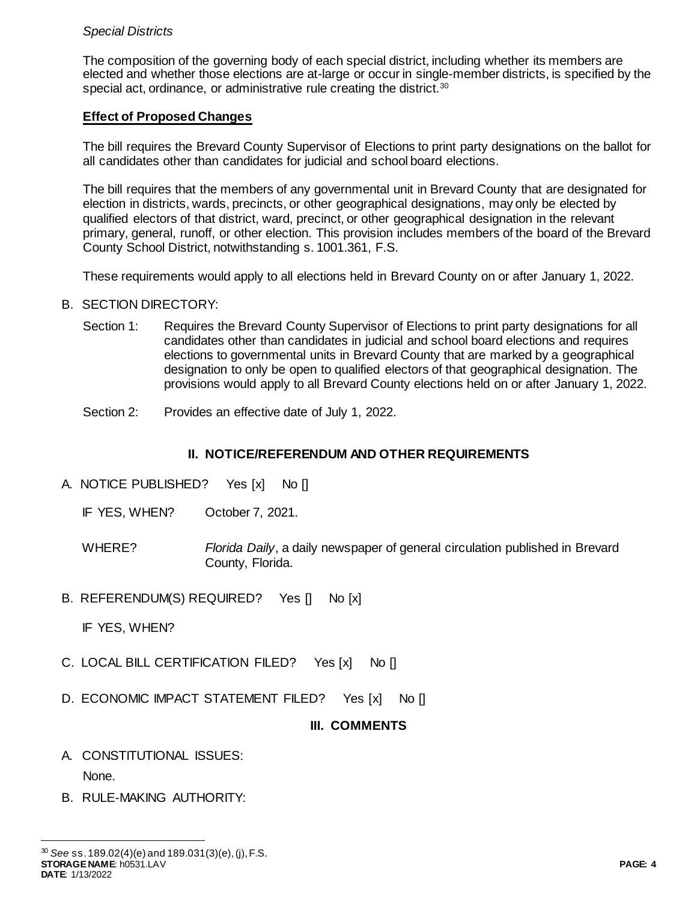*Special Districts*

The composition of the governing body of each special district, including whether its members are elected and whether those elections are at-large or occur in single-member districts, is specified by the special act, ordinance, or administrative rule creating the district.[30]

**Effect of Proposed Changes**

The bill requires the Brevard County Supervisor of Elections to print party designations on the ballot for all candidates other than candidates for judicial and school board elections.

The bill requires that the members of any governmental unit in Brevard County that are designated for election in districts, wards, precincts, or other geographical designations, may only be elected by qualified electors of that district, ward, precinct, or other geographical designation in the relevant primary, general, runoff, or other election. This provision includes members of the board of the Brevard County School District, notwithstanding s. 1001.361, F.S.

These requirements would apply to all elections held in Brevard County on or after January 1, 2022.

B. SECTION DIRECTORY:

Section 1: Requires the Brevard County Supervisor of Elections to print party designations for all candidates other than candidates in judicial and school board elections and requires elections to governmental units in Brevard County that are marked by a geographical designation to only be open to qualified electors of that geographical designation. The provisions would apply to all Brevard County elections held on or after January 1, 2022.

Section 2: Provides an effective date of July 1, 2022.

## II. NOTICE/REFERENDUM AND OTHER REQUIREMENTS

A. NOTICE PUBLISHED? Yes [x] No []

IF YES, WHEN? October 7, 2021.

WHERE? *Florida Daily*, a daily newspaper of general circulation published in Brevard County, Florida.

B. REFERENDUM(S) REQUIRED? Yes [] No [x]

IF YES, WHEN?

C. LOCAL BILL CERTIFICATION FILED? Yes [x] No []

D. ECONOMIC IMPACT STATEMENT FILED? Yes [x] No []

## III. COMMENTS

A. CONSTITUTIONAL ISSUES:

None.

B. RULE-MAKING AUTHORITY:

[30] *See* ss. 189.02(4)(e) and 189.031(3)(e), (j), F.S.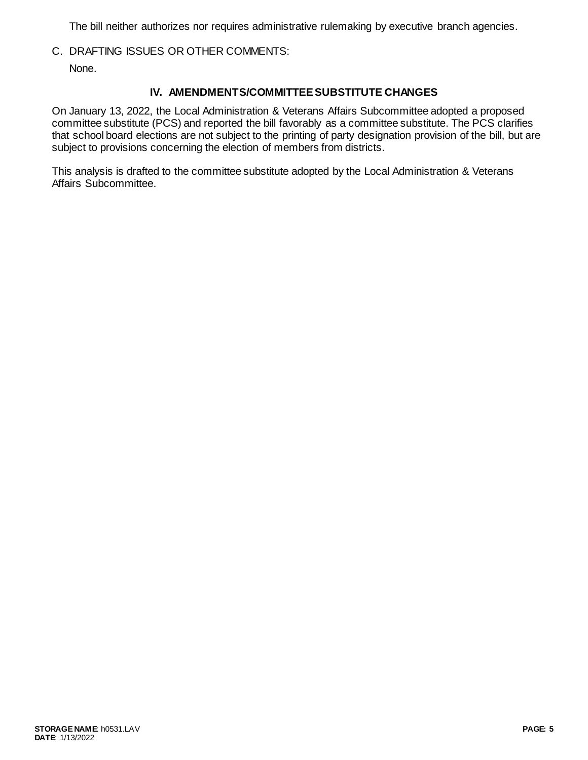The bill neither authorizes nor requires administrative rulemaking by executive branch agencies.

C. DRAFTING ISSUES OR OTHER COMMENTS:

None.

## IV. AMENDMENTS/COMMITTEE SUBSTITUTE CHANGES

On January 13, 2022, the Local Administration & Veterans Affairs Subcommittee adopted a proposed committee substitute (PCS) and reported the bill favorably as a committee substitute. The PCS clarifies that school board elections are not subject to the printing of party designation provision of the bill, but are subject to provisions concerning the election of members from districts.

This analysis is drafted to the committee substitute adopted by the Local Administration & Veterans Affairs Subcommittee.